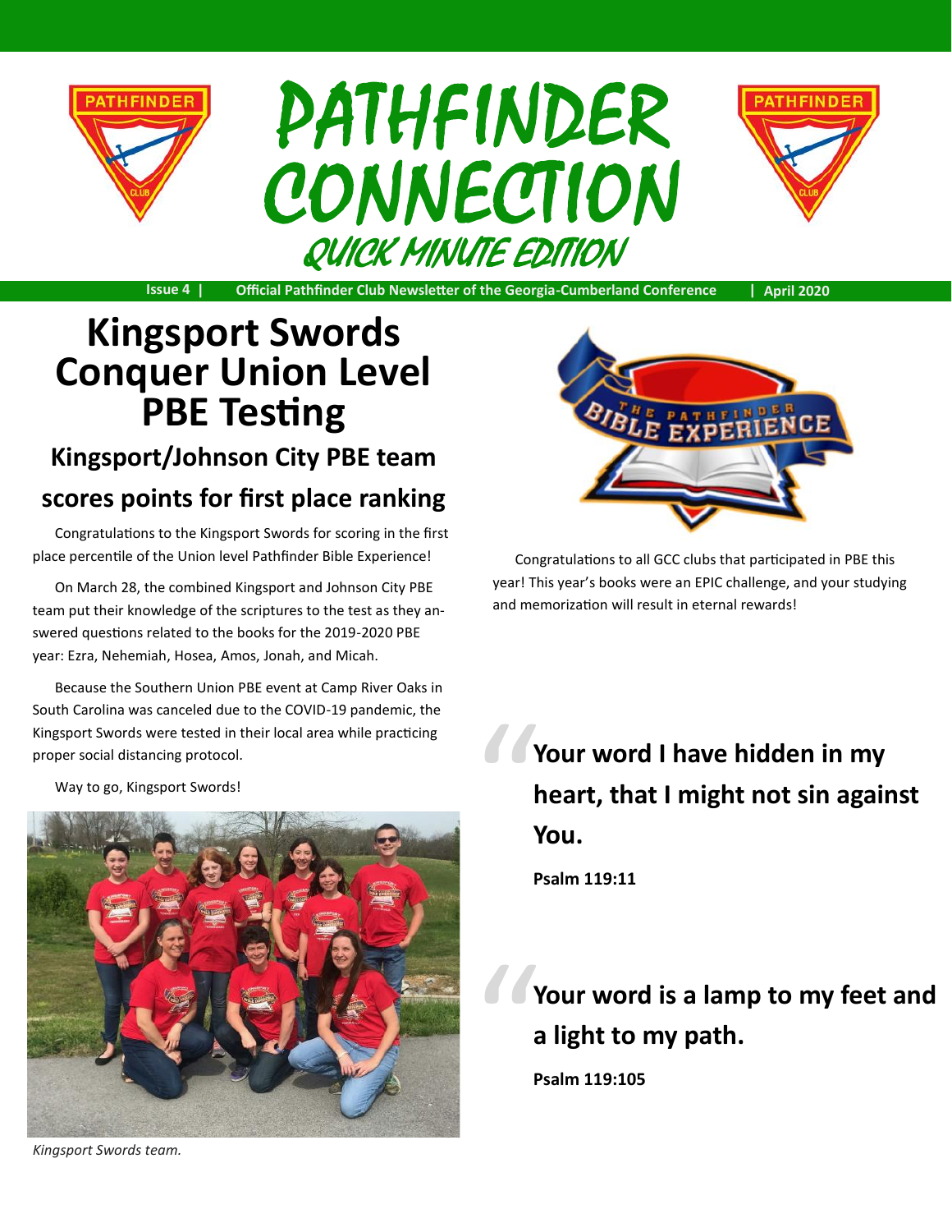# PATHFINDER CONNECTION

## QUICK MINUTE EDITION

Issue 4 | Official Pathfinder Club Newsletter of the Georgia-Cumberland Conference | April 2020

# Kingsport Swords Conquer Union Level PBE Testing

## Kingsport/Johnson City PBE team scores points for first place ranking

Congratulations to the Kingsport Swords for scoring in the first place percentile of the Union level Pathfinder Bible Experience!

On March 28, the combined Kingsport and Johnson City PBE team put their knowledge of the scriptures to the test as they answered questions related to the books for the 2019-2020 PBE year: Ezra, Nehemiah, Hosea, Amos, Jonah, and Micah.

Because the Southern Union PBE event at Camp River Oaks in South Carolina was canceled due to the COVID-19 pandemic, the Kingsport Swords were tested in their local area while practicing proper social distancing protocol.

Way to go, Kingsport Swords!

*Kingsport Swords team.*

Congratulations to all GCC clubs that participated in PBE this year! This year's books were an EPIC challenge, and your studying and memorization will result in eternal rewards!

> **Your word I have hidden in my heart, that I might not sin against You.**
>
> **Psalm 119:11**

> **Your word is a lamp to my feet and a light to my path.**
>
> **Psalm 119:105**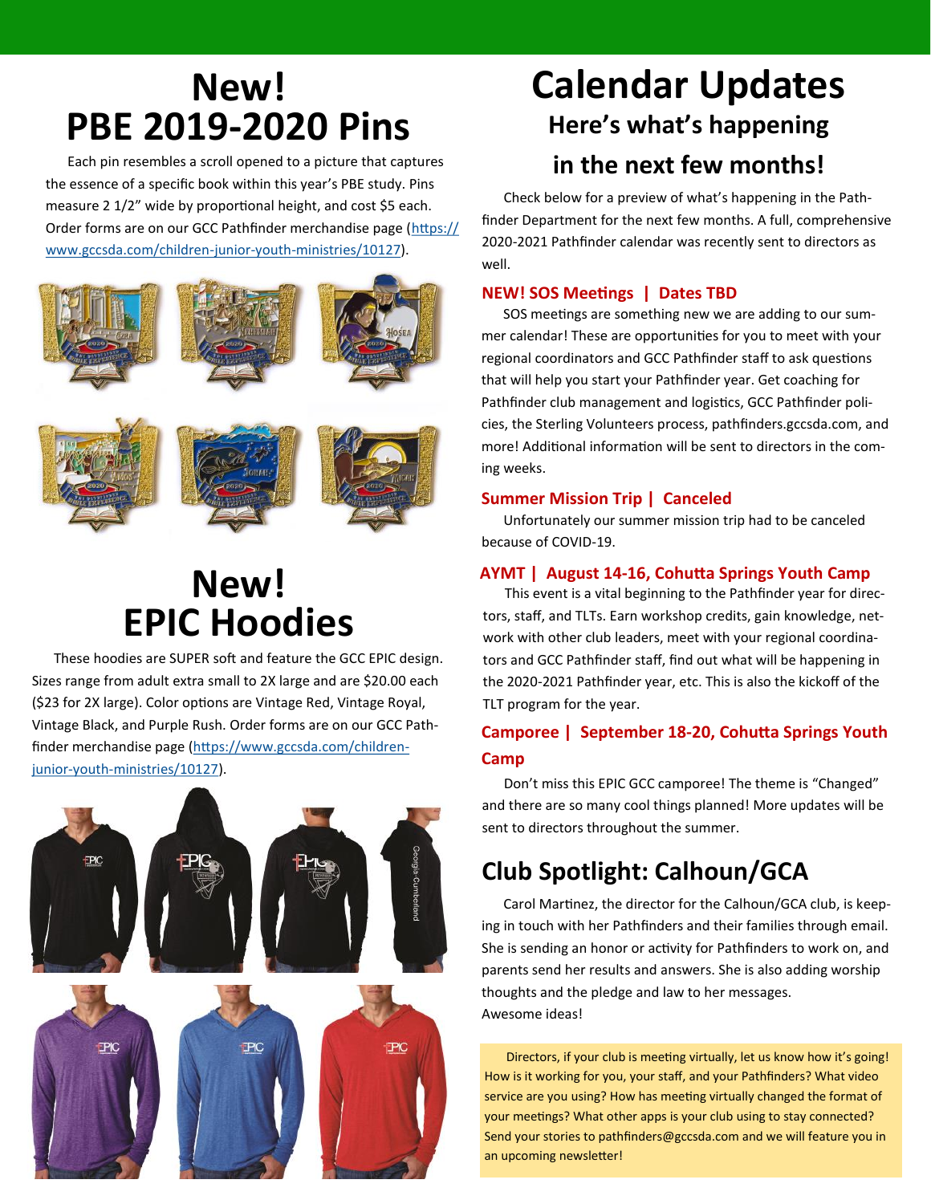# New! PBE 2019-2020 Pins

Each pin resembles a scroll opened to a picture that captures the essence of a specific book within this year's PBE study. Pins measure 2 1/2" wide by proportional height, and cost $5 each. Order forms are on our GCC Pathfinder merchandise page (https://www.gccsda.com/children-junior-youth-ministries/10127).

# New! EPIC Hoodies

These hoodies are SUPER soft and feature the GCC EPIC design. Sizes range from adult extra small to 2X large and are $20.00 each ($23 for 2X large). Color options are Vintage Red, Vintage Royal, Vintage Black, and Purple Rush. Order forms are on our GCC Pathfinder merchandise page (https://www.gccsda.com/children-junior-youth-ministries/10127).

# Calendar Updates

## Here's what's happening in the next few months!

Check below for a preview of what's happening in the Pathfinder Department for the next few months. A full, comprehensive 2020-2021 Pathfinder calendar was recently sent to directors as well.

### NEW! SOS Meetings | Dates TBD

SOS meetings are something new we are adding to our summer calendar! These are opportunities for you to meet with your regional coordinators and GCC Pathfinder staff to ask questions that will help you start your Pathfinder year. Get coaching for Pathfinder club management and logistics, GCC Pathfinder policies, the Sterling Volunteers process, pathfinders.gccsda.com, and more! Additional information will be sent to directors in the coming weeks.

### Summer Mission Trip | Canceled

Unfortunately our summer mission trip had to be canceled because of COVID-19.

### AYMT | August 14-16, Cohutta Springs Youth Camp

This event is a vital beginning to the Pathfinder year for directors, staff, and TLTs. Earn workshop credits, gain knowledge, network with other club leaders, meet with your regional coordinators and GCC Pathfinder staff, find out what will be happening in the 2020-2021 Pathfinder year, etc. This is also the kickoff of the TLT program for the year.

### Camporee | September 18-20, Cohutta Springs Youth Camp

Don't miss this EPIC GCC camporee! The theme is "Changed" and there are so many cool things planned! More updates will be sent to directors throughout the summer.

# Club Spotlight: Calhoun/GCA

Carol Martinez, the director for the Calhoun/GCA club, is keeping in touch with her Pathfinders and their families through email. She is sending an honor or activity for Pathfinders to work on, and parents send her results and answers. She is also adding worship thoughts and the pledge and law to her messages. Awesome ideas!

Directors, if your club is meeting virtually, let us know how it's going! How is it working for you, your staff, and your Pathfinders? What video service are you using? How has meeting virtually changed the format of your meetings? What other apps is your club using to stay connected? Send your stories to pathfinders@gccsda.com and we will feature you in an upcoming newsletter!